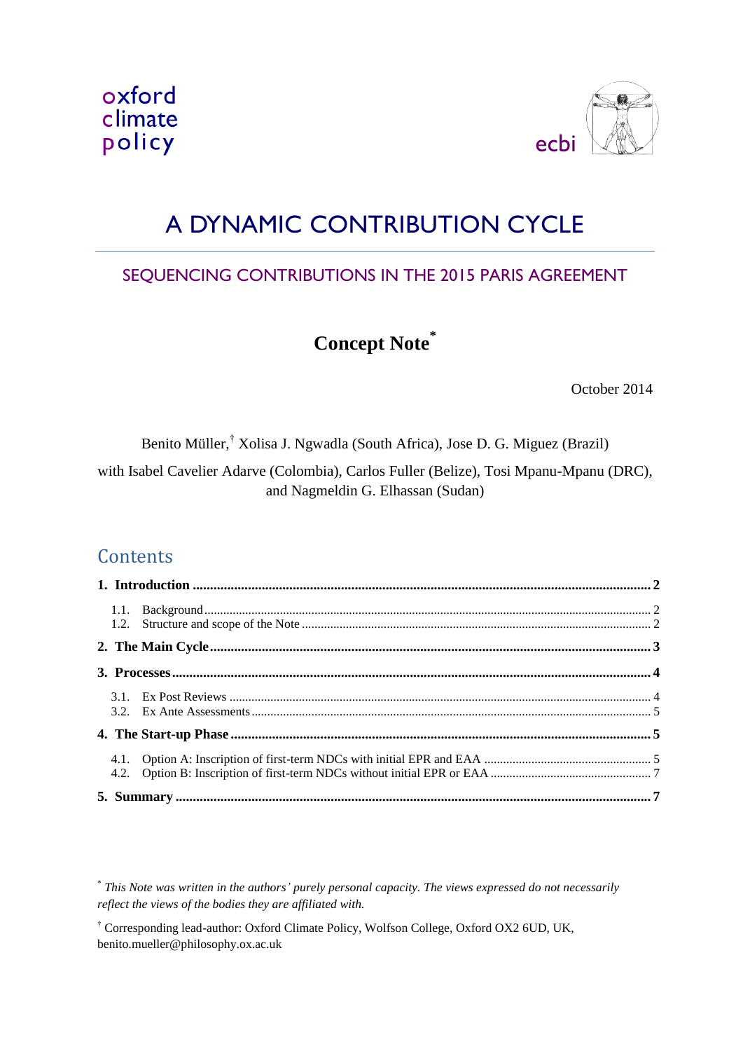oxford
climate
policy

ecbi

# A DYNAMIC CONTRIBUTION CYCLE

## SEQUENCING CONTRIBUTIONS IN THE 2015 PARIS AGREEMENT

### Concept Note*

October 2014

Benito Müller,† Xolisa J. Ngwadla (South Africa), Jose D. G. Miguez (Brazil)

with Isabel Cavelier Adarve (Colombia), Carlos Fuller (Belize), Tosi Mpanu-Mpanu (DRC), and Nagmeldin G. Elhassan (Sudan)

## Contents

**1. Introduction ..... 2**

- 1.1. Background ..... 2
- 1.2. Structure and scope of the Note ..... 2

**2. The Main Cycle ..... 3**

**3. Processes ..... 4**

- 3.1. Ex Post Reviews ..... 4
- 3.2. Ex Ante Assessments ..... 5

**4. The Start-up Phase ..... 5**

- 4.1. Option A: Inscription of first-term NDCs with initial EPR and EAA ..... 5
- 4.2. Option B: Inscription of first-term NDCs without initial EPR or EAA ..... 7

**5. Summary ..... 7**

---

\* *This Note was written in the authors' purely personal capacity. The views expressed do not necessarily reflect the views of the bodies they are affiliated with.*

† Corresponding lead-author: Oxford Climate Policy, Wolfson College, Oxford OX2 6UD, UK, benito.mueller@philosophy.ox.ac.uk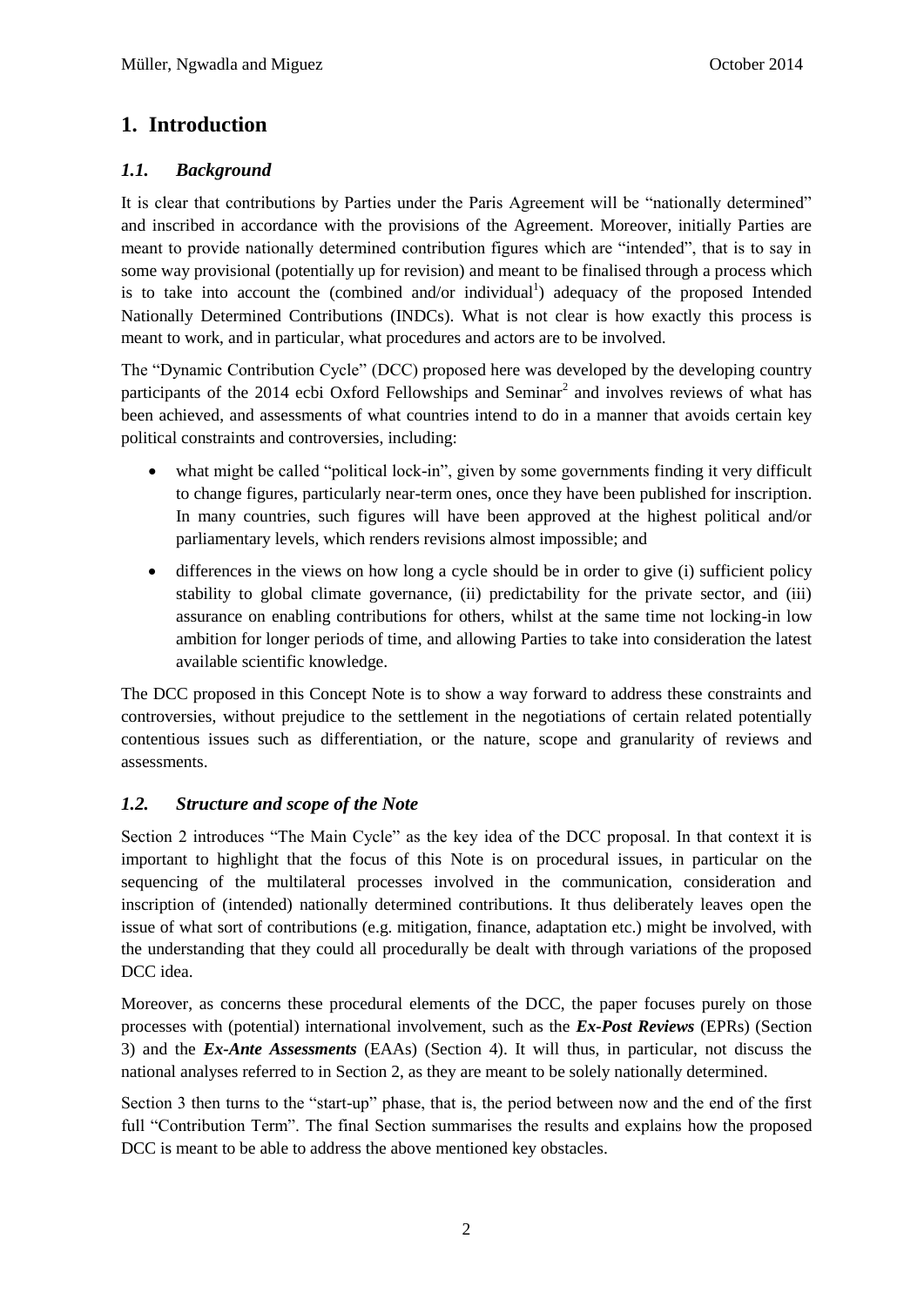# 1. Introduction

## *1.1. Background*

It is clear that contributions by Parties under the Paris Agreement will be "nationally determined" and inscribed in accordance with the provisions of the Agreement. Moreover, initially Parties are meant to provide nationally determined contribution figures which are "intended", that is to say in some way provisional (potentially up for revision) and meant to be finalised through a process which is to take into account the (combined and/or individual[1]) adequacy of the proposed Intended Nationally Determined Contributions (INDCs). What is not clear is how exactly this process is meant to work, and in particular, what procedures and actors are to be involved.

The "Dynamic Contribution Cycle" (DCC) proposed here was developed by the developing country participants of the 2014 ecbi Oxford Fellowships and Seminar[2] and involves reviews of what has been achieved, and assessments of what countries intend to do in a manner that avoids certain key political constraints and controversies, including:

- what might be called "political lock-in", given by some governments finding it very difficult to change figures, particularly near-term ones, once they have been published for inscription. In many countries, such figures will have been approved at the highest political and/or parliamentary levels, which renders revisions almost impossible; and
- differences in the views on how long a cycle should be in order to give (i) sufficient policy stability to global climate governance, (ii) predictability for the private sector, and (iii) assurance on enabling contributions for others, whilst at the same time not locking-in low ambition for longer periods of time, and allowing Parties to take into consideration the latest available scientific knowledge.

The DCC proposed in this Concept Note is to show a way forward to address these constraints and controversies, without prejudice to the settlement in the negotiations of certain related potentially contentious issues such as differentiation, or the nature, scope and granularity of reviews and assessments.

## *1.2. Structure and scope of the Note*

Section 2 introduces "The Main Cycle" as the key idea of the DCC proposal. In that context it is important to highlight that the focus of this Note is on procedural issues, in particular on the sequencing of the multilateral processes involved in the communication, consideration and inscription of (intended) nationally determined contributions. It thus deliberately leaves open the issue of what sort of contributions (e.g. mitigation, finance, adaptation etc.) might be involved, with the understanding that they could all procedurally be dealt with through variations of the proposed DCC idea.

Moreover, as concerns these procedural elements of the DCC, the paper focuses purely on those processes with (potential) international involvement, such as the ***Ex-Post Reviews*** (EPRs) (Section 3) and the ***Ex-Ante Assessments*** (EAAs) (Section 4). It will thus, in particular, not discuss the national analyses referred to in Section 2, as they are meant to be solely nationally determined.

Section 3 then turns to the "start-up" phase, that is, the period between now and the end of the first full "Contribution Term". The final Section summarises the results and explains how the proposed DCC is meant to be able to address the above mentioned key obstacles.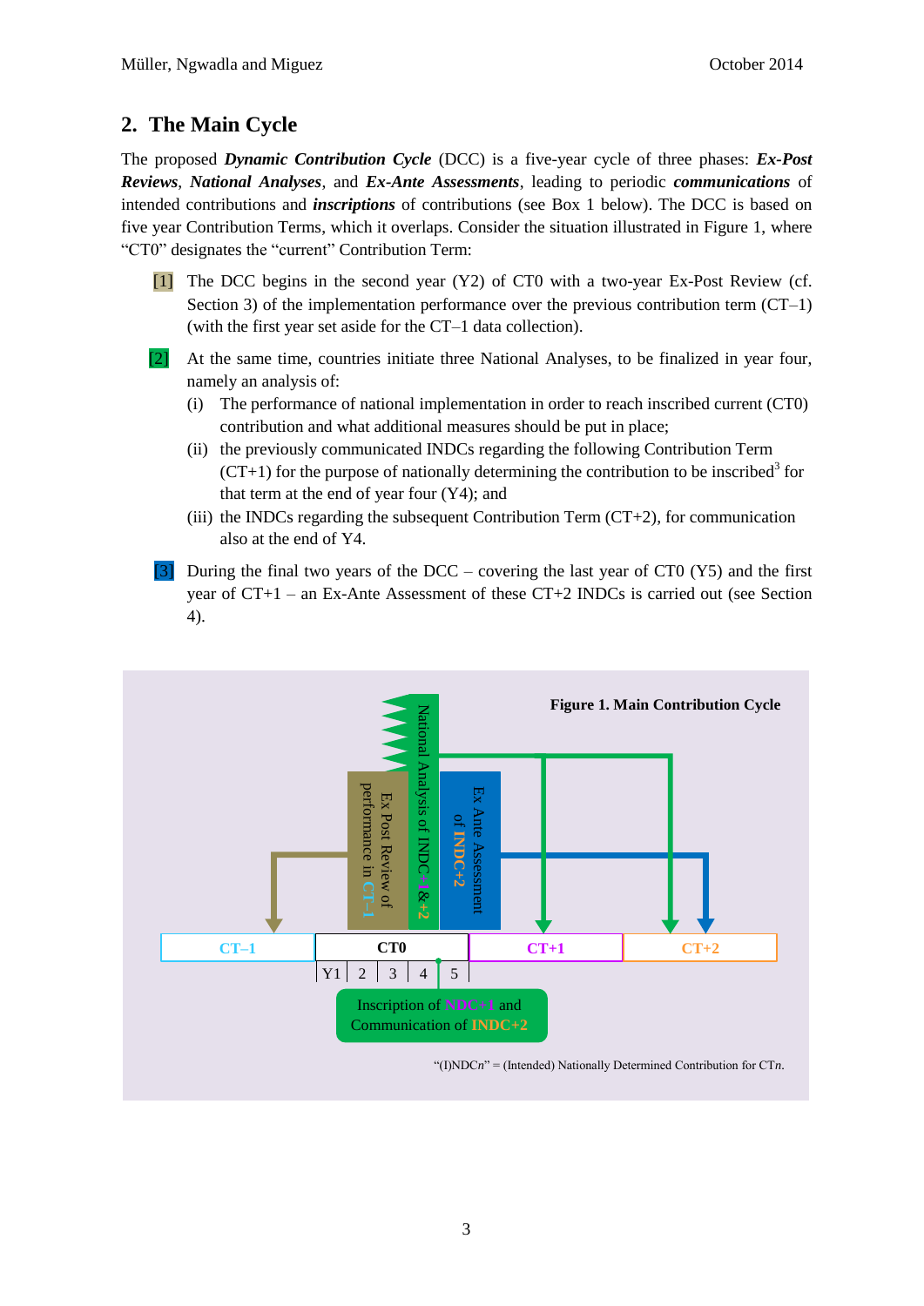## 2. The Main Cycle

The proposed ***Dynamic Contribution Cycle*** (DCC) is a five-year cycle of three phases: ***Ex-Post Reviews***, ***National Analyses***, and ***Ex-Ante Assessments***, leading to periodic ***communications*** of intended contributions and ***inscriptions*** of contributions (see Box 1 below). The DCC is based on five year Contribution Terms, which it overlaps. Consider the situation illustrated in Figure 1, where "CT0" designates the "current" Contribution Term:

[1] The DCC begins in the second year (Y2) of CT0 with a two-year Ex-Post Review (cf. Section 3) of the implementation performance over the previous contribution term (CT–1) (with the first year set aside for the CT–1 data collection).

[2] At the same time, countries initiate three National Analyses, to be finalized in year four, namely an analysis of:

- (i) The performance of national implementation in order to reach inscribed current (CT0) contribution and what additional measures should be put in place;
- (ii) the previously communicated INDCs regarding the following Contribution Term (CT+1) for the purpose of nationally determining the contribution to be inscribed[3] for that term at the end of year four (Y4); and
- (iii) the INDCs regarding the subsequent Contribution Term (CT+2), for communication also at the end of Y4.

[3] During the final two years of the DCC – covering the last year of CT0 (Y5) and the first year of CT+1 – an Ex-Ante Assessment of these CT+2 INDCs is carried out (see Section 4).

**Figure 1. Main Contribution Cycle**

Ex Post Review of performance in CT–1 | National Analysis of INDC+1&+2 | Ex Ante Assessment of INDC+2

CT–1 | CT0 | CT+1 | CT+2

Y1 | 2 | 3 | 4 | 5

Inscription of NDC+1 and Communication of INDC+2

"(I)NDC*n*" = (Intended) Nationally Determined Contribution for CT*n*.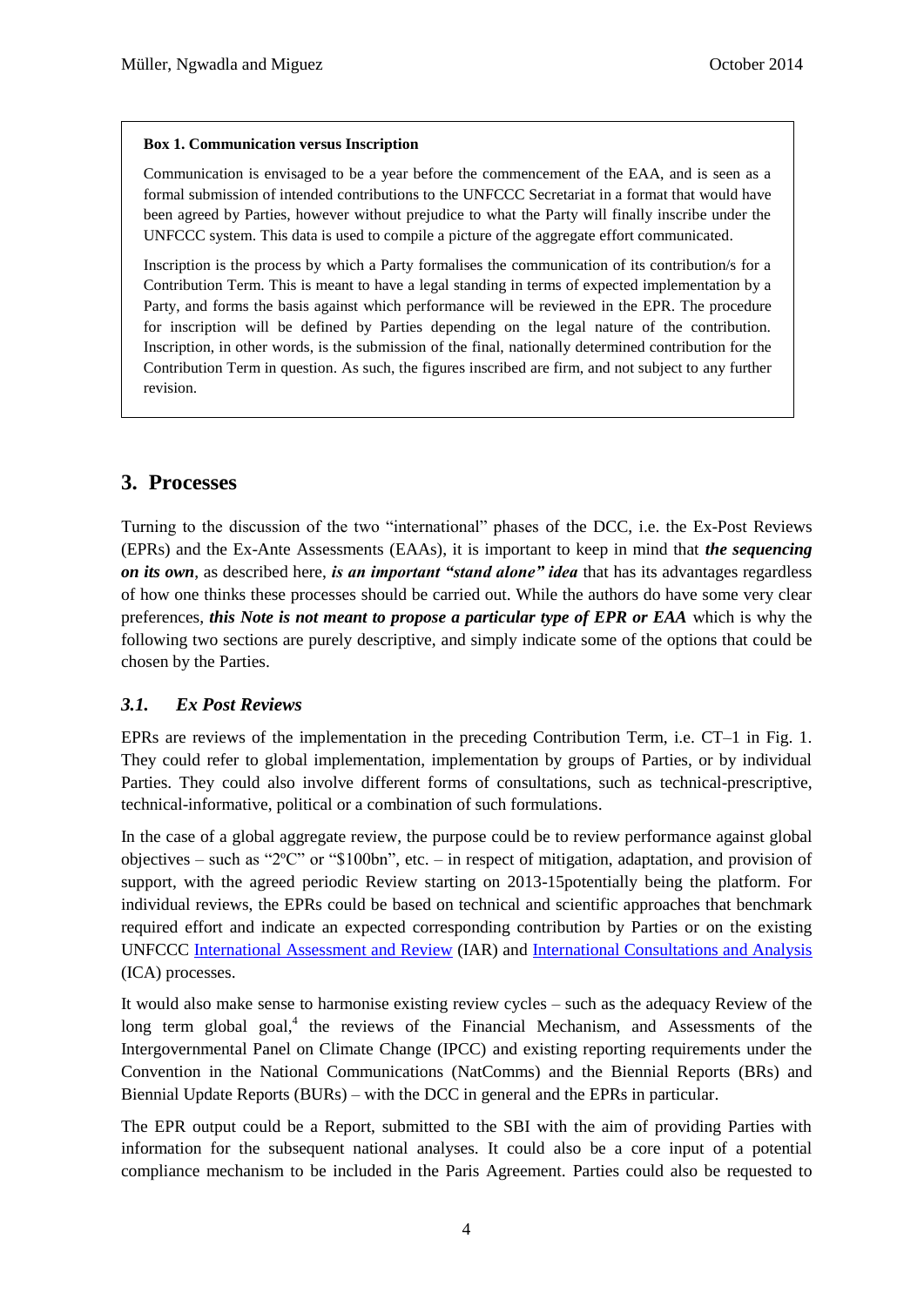**Box 1. Communication versus Inscription**

Communication is envisaged to be a year before the commencement of the EAA, and is seen as a formal submission of intended contributions to the UNFCCC Secretariat in a format that would have been agreed by Parties, however without prejudice to what the Party will finally inscribe under the UNFCCC system. This data is used to compile a picture of the aggregate effort communicated.

Inscription is the process by which a Party formalises the communication of its contribution/s for a Contribution Term. This is meant to have a legal standing in terms of expected implementation by a Party, and forms the basis against which performance will be reviewed in the EPR. The procedure for inscription will be defined by Parties depending on the legal nature of the contribution. Inscription, in other words, is the submission of the final, nationally determined contribution for the Contribution Term in question. As such, the figures inscribed are firm, and not subject to any further revision.

## 3. Processes

Turning to the discussion of the two "international" phases of the DCC, i.e. the Ex-Post Reviews (EPRs) and the Ex-Ante Assessments (EAAs), it is important to keep in mind that ***the sequencing on its own***, as described here, ***is an important "stand alone" idea*** that has its advantages regardless of how one thinks these processes should be carried out. While the authors do have some very clear preferences, ***this Note is not meant to propose a particular type of EPR or EAA*** which is why the following two sections are purely descriptive, and simply indicate some of the options that could be chosen by the Parties.

### *3.1. Ex Post Reviews*

EPRs are reviews of the implementation in the preceding Contribution Term, i.e. CT–1 in Fig. 1. They could refer to global implementation, implementation by groups of Parties, or by individual Parties. They could also involve different forms of consultations, such as technical-prescriptive, technical-informative, political or a combination of such formulations.

In the case of a global aggregate review, the purpose could be to review performance against global objectives – such as "2ºC" or "$100bn", etc. – in respect of mitigation, adaptation, and provision of support, with the agreed periodic Review starting on 2013-15potentially being the platform. For individual reviews, the EPRs could be based on technical and scientific approaches that benchmark required effort and indicate an expected corresponding contribution by Parties or on the existing UNFCCC International Assessment and Review (IAR) and International Consultations and Analysis (ICA) processes.

It would also make sense to harmonise existing review cycles – such as the adequacy Review of the long term global goal,[4] the reviews of the Financial Mechanism, and Assessments of the Intergovernmental Panel on Climate Change (IPCC) and existing reporting requirements under the Convention in the National Communications (NatComms) and the Biennial Reports (BRs) and Biennial Update Reports (BURs) – with the DCC in general and the EPRs in particular.

The EPR output could be a Report, submitted to the SBI with the aim of providing Parties with information for the subsequent national analyses. It could also be a core input of a potential compliance mechanism to be included in the Paris Agreement. Parties could also be requested to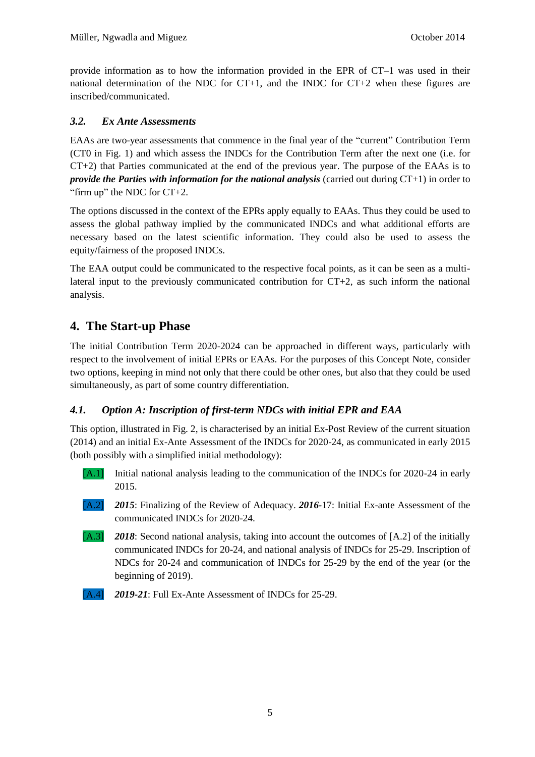provide information as to how the information provided in the EPR of CT–1 was used in their national determination of the NDC for CT+1, and the INDC for CT+2 when these figures are inscribed/communicated.

### *3.2. Ex Ante Assessments*

EAAs are two-year assessments that commence in the final year of the "current" Contribution Term (CT0 in Fig. 1) and which assess the INDCs for the Contribution Term after the next one (i.e. for CT+2) that Parties communicated at the end of the previous year. The purpose of the EAAs is to ***provide the Parties with information for the national analysis*** (carried out during CT+1) in order to "firm up" the NDC for CT+2.

The options discussed in the context of the EPRs apply equally to EAAs. Thus they could be used to assess the global pathway implied by the communicated INDCs and what additional efforts are necessary based on the latest scientific information. They could also be used to assess the equity/fairness of the proposed INDCs.

The EAA output could be communicated to the respective focal points, as it can be seen as a multi-lateral input to the previously communicated contribution for CT+2, as such inform the national analysis.

## 4. The Start-up Phase

The initial Contribution Term 2020-2024 can be approached in different ways, particularly with respect to the involvement of initial EPRs or EAAs. For the purposes of this Concept Note, consider two options, keeping in mind not only that there could be other ones, but also that they could be used simultaneously, as part of some country differentiation.

### *4.1. Option A: Inscription of first-term NDCs with initial EPR and EAA*

This option, illustrated in Fig. 2, is characterised by an initial Ex-Post Review of the current situation (2014) and an initial Ex-Ante Assessment of the INDCs for 2020-24, as communicated in early 2015 (both possibly with a simplified initial methodology):

[A.1] Initial national analysis leading to the communication of the INDCs for 2020-24 in early 2015.

[A.2] ***2015***: Finalizing of the Review of Adequacy. ***2016***-17: Initial Ex-ante Assessment of the communicated INDCs for 2020-24.

[A.3] ***2018***: Second national analysis, taking into account the outcomes of [A.2] of the initially communicated INDCs for 20-24, and national analysis of INDCs for 25-29. Inscription of NDCs for 20-24 and communication of INDCs for 25-29 by the end of the year (or the beginning of 2019).

[A.4] ***2019-21***: Full Ex-Ante Assessment of INDCs for 25-29.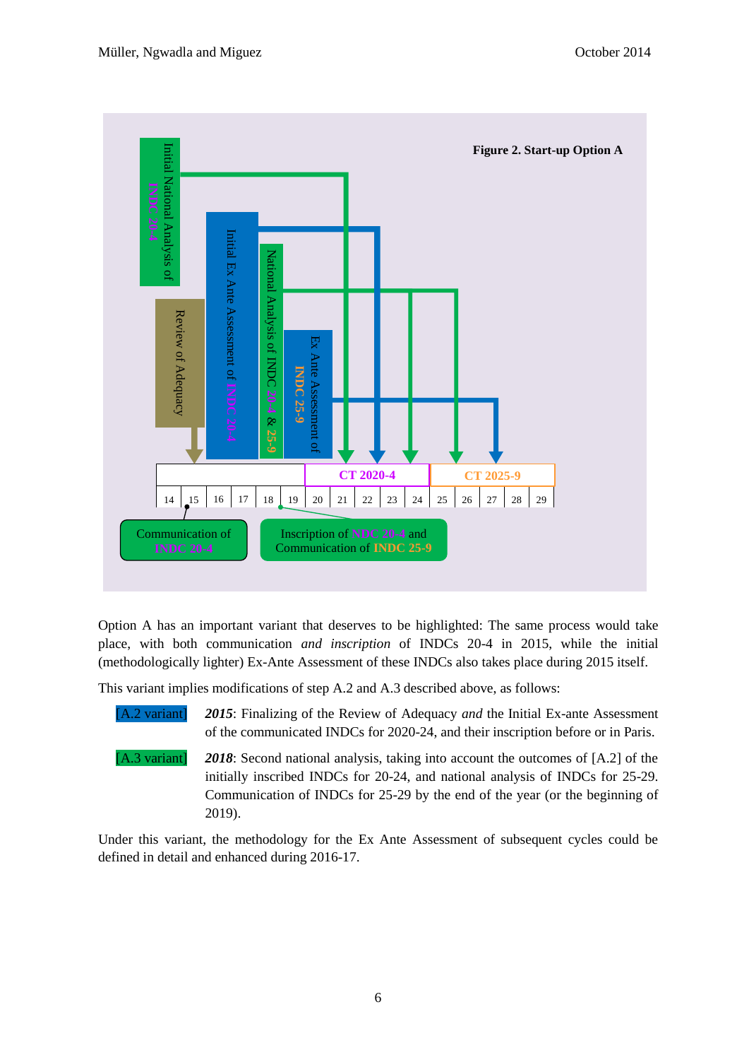**Figure 2. Start-up Option A**

Initial National Analysis of INDC 20-4

Review of Adequacy

Initial Ex Ante Assessment of INDC 20-4

National Analysis of INDC 20-4 & 25-9

Ex Ante Assessment of INDC 25-9

CT 2020-4

CT 2025-9

14 15 16 17 18 19 20 21 22 23 24 25 26 27 28 29

Communication of INDC 20-4

Inscription of NDC 20-4 and Communication of INDC 25-9

Option A has an important variant that deserves to be highlighted: The same process would take place, with both communication *and inscription* of INDCs 20-4 in 2015, while the initial (methodologically lighter) Ex-Ante Assessment of these INDCs also takes place during 2015 itself.

This variant implies modifications of step A.2 and A.3 described above, as follows:

[A.2 variant] ***2015***: Finalizing of the Review of Adequacy *and* the Initial Ex-ante Assessment of the communicated INDCs for 2020-24, and their inscription before or in Paris.

[A.3 variant] ***2018***: Second national analysis, taking into account the outcomes of [A.2] of the initially inscribed INDCs for 20-24, and national analysis of INDCs for 25-29. Communication of INDCs for 25-29 by the end of the year (or the beginning of 2019).

Under this variant, the methodology for the Ex Ante Assessment of subsequent cycles could be defined in detail and enhanced during 2016-17.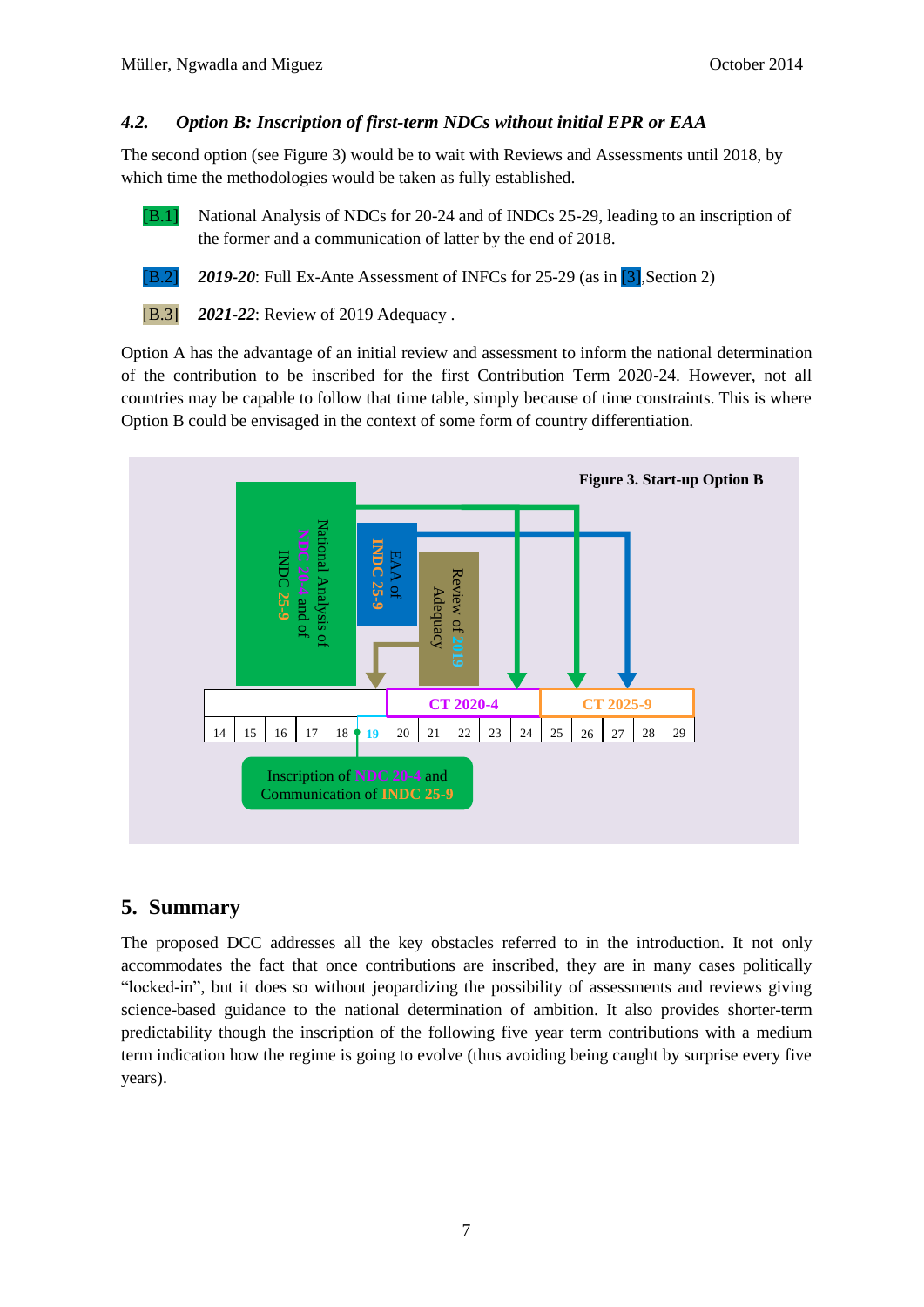### 4.2. *Option B: Inscription of first-term NDCs without initial EPR or EAA*

The second option (see Figure 3) would be to wait with Reviews and Assessments until 2018, by which time the methodologies would be taken as fully established.

[B.1] National Analysis of NDCs for 20-24 and of INDCs 25-29, leading to an inscription of the former and a communication of latter by the end of 2018.

[B.2] ***2019-20***: Full Ex-Ante Assessment of INFCs for 25-29 (as in [3],Section 2)

[B.3] ***2021-22***: Review of 2019 Adequacy .

Option A has the advantage of an initial review and assessment to inform the national determination of the contribution to be inscribed for the first Contribution Term 2020-24. However, not all countries may be capable to follow that time table, simply because of time constraints. This is where Option B could be envisaged in the context of some form of country differentiation.

**Figure 3. Start-up Option B**

National Analysis of NDC 20-4 and of INDC 25-9

EAA of INDC 25-9

Review of 2019 Adequacy

CT 2020-4 | CT 2025-9

14 15 16 17 18 19 20 21 22 23 24 25 26 27 28 29

Inscription of NDC 20-4 and Communication of INDC 25-9

## 5. Summary

The proposed DCC addresses all the key obstacles referred to in the introduction. It not only accommodates the fact that once contributions are inscribed, they are in many cases politically "locked-in", but it does so without jeopardizing the possibility of assessments and reviews giving science-based guidance to the national determination of ambition. It also provides shorter-term predictability though the inscription of the following five year term contributions with a medium term indication how the regime is going to evolve (thus avoiding being caught by surprise every five years).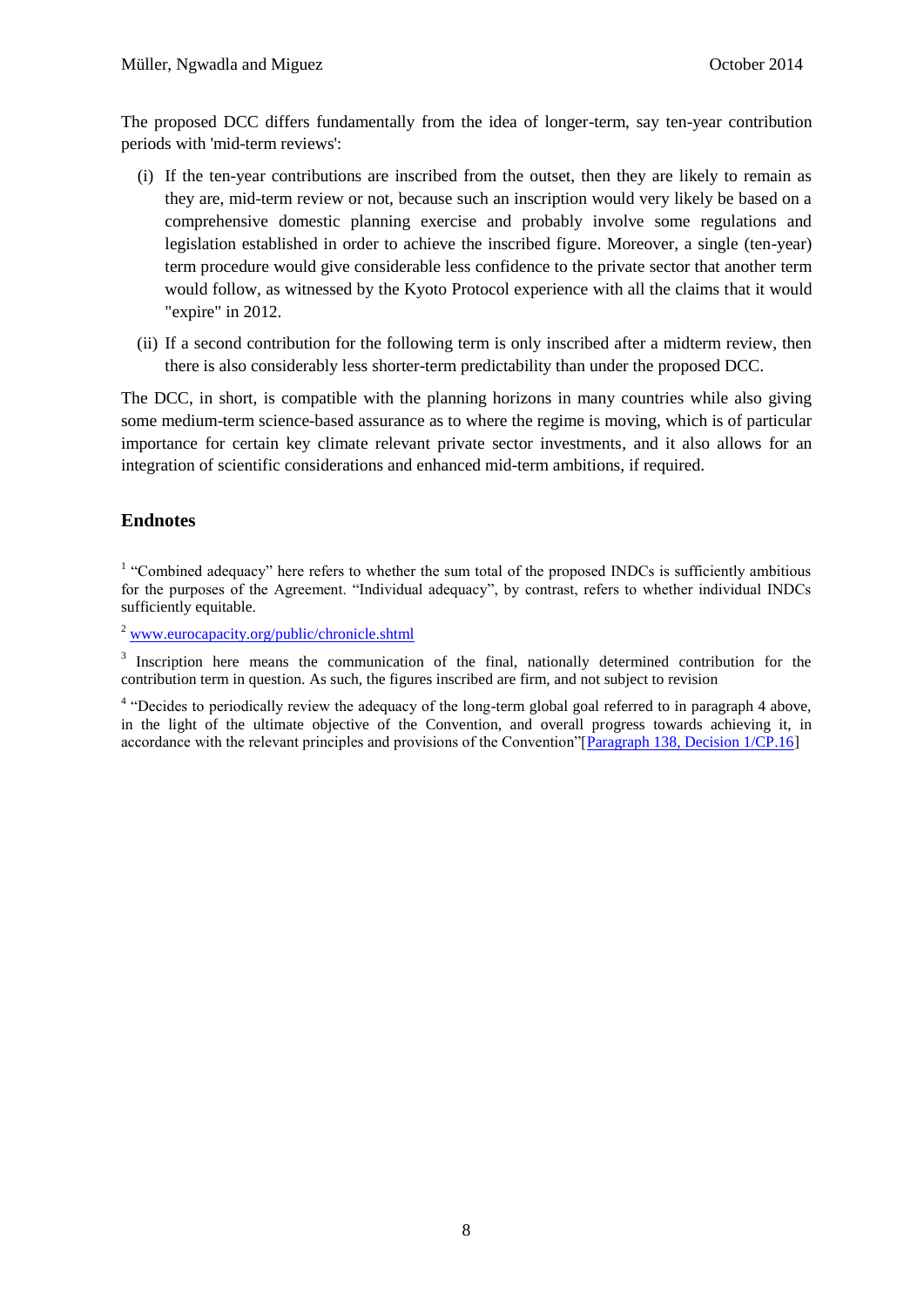The proposed DCC differs fundamentally from the idea of longer-term, say ten-year contribution periods with 'mid-term reviews':

(i) If the ten-year contributions are inscribed from the outset, then they are likely to remain as they are, mid-term review or not, because such an inscription would very likely be based on a comprehensive domestic planning exercise and probably involve some regulations and legislation established in order to achieve the inscribed figure. Moreover, a single (ten-year) term procedure would give considerable less confidence to the private sector that another term would follow, as witnessed by the Kyoto Protocol experience with all the claims that it would "expire" in 2012.

(ii) If a second contribution for the following term is only inscribed after a midterm review, then there is also considerably less shorter-term predictability than under the proposed DCC.

The DCC, in short, is compatible with the planning horizons in many countries while also giving some medium-term science-based assurance as to where the regime is moving, which is of particular importance for certain key climate relevant private sector investments, and it also allows for an integration of scientific considerations and enhanced mid-term ambitions, if required.

## Endnotes

[1] "Combined adequacy" here refers to whether the sum total of the proposed INDCs is sufficiently ambitious for the purposes of the Agreement. "Individual adequacy", by contrast, refers to whether individual INDCs sufficiently equitable.

[2] www.eurocapacity.org/public/chronicle.shtml

[3] Inscription here means the communication of the final, nationally determined contribution for the contribution term in question. As such, the figures inscribed are firm, and not subject to revision

[4] "Decides to periodically review the adequacy of the long-term global goal referred to in paragraph 4 above, in the light of the ultimate objective of the Convention, and overall progress towards achieving it, in accordance with the relevant principles and provisions of the Convention"[Paragraph 138, Decision 1/CP.16]